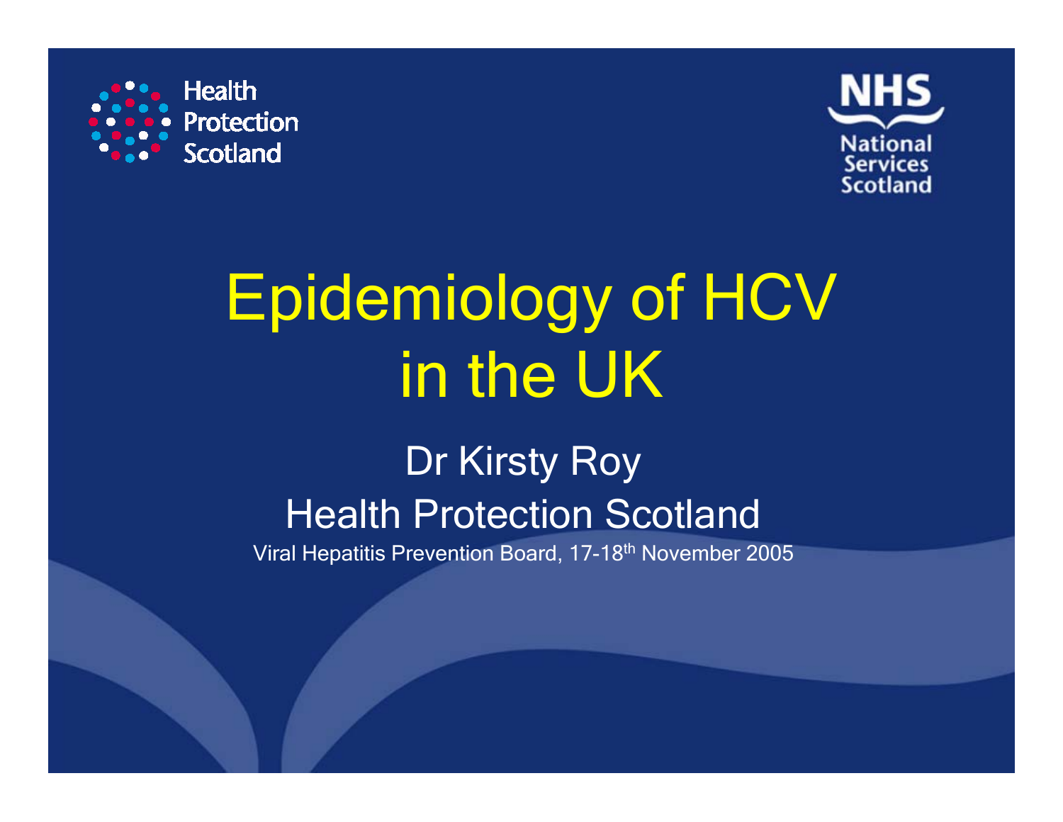Health Protection Scotland

NHS National Services Scotland

# Epidemiology of HCV in the UK

Dr Kirsty Roy

Health Protection Scotland

Viral Hepatitis Prevention Board, 17-18th November 2005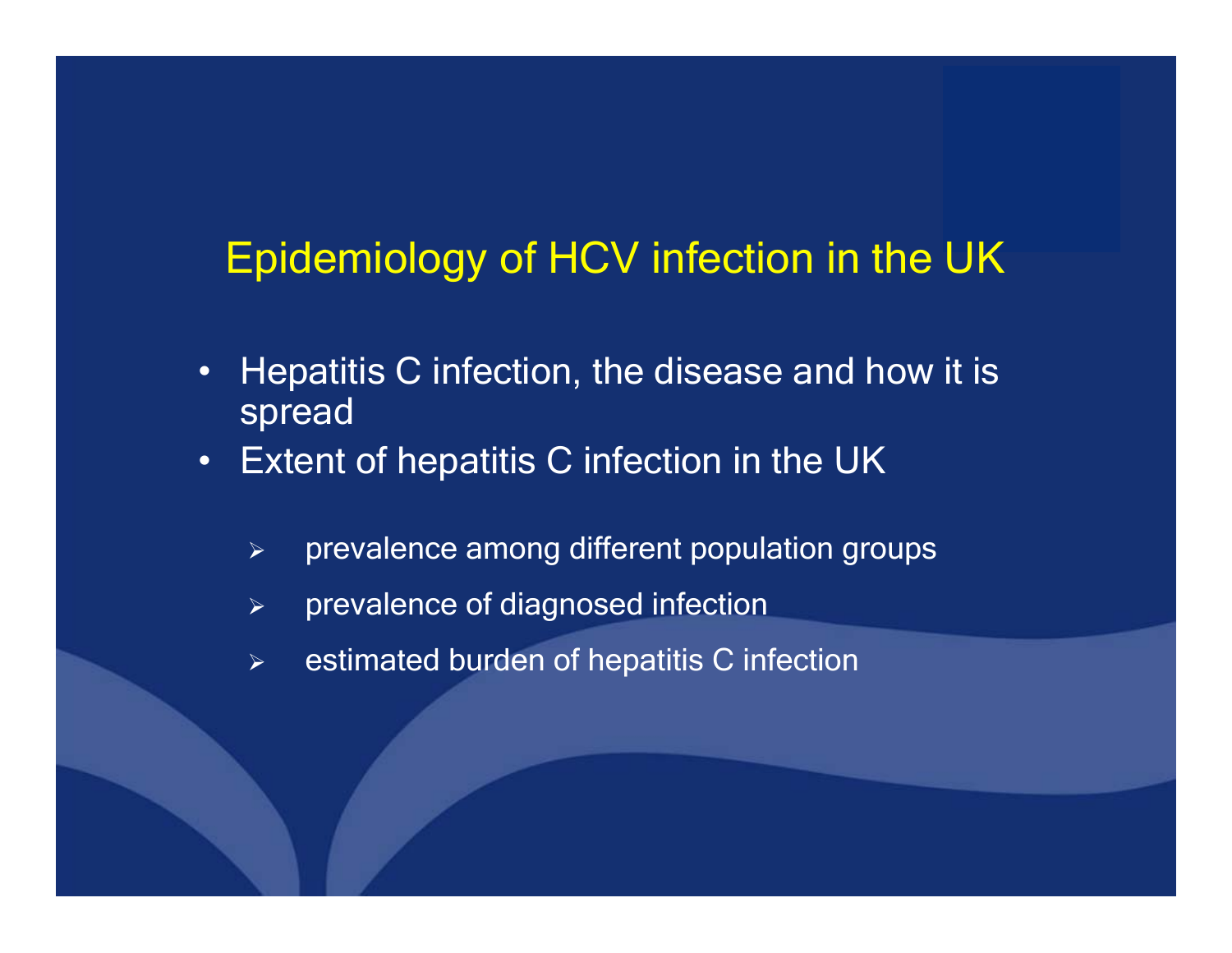# Epidemiology of HCV infection in the UK

- Hepatitis C infection, the disease and how it is spread
- Extent of hepatitis C infection in the UK
  - prevalence among different population groups
  - prevalence of diagnosed infection
  - estimated burden of hepatitis C infection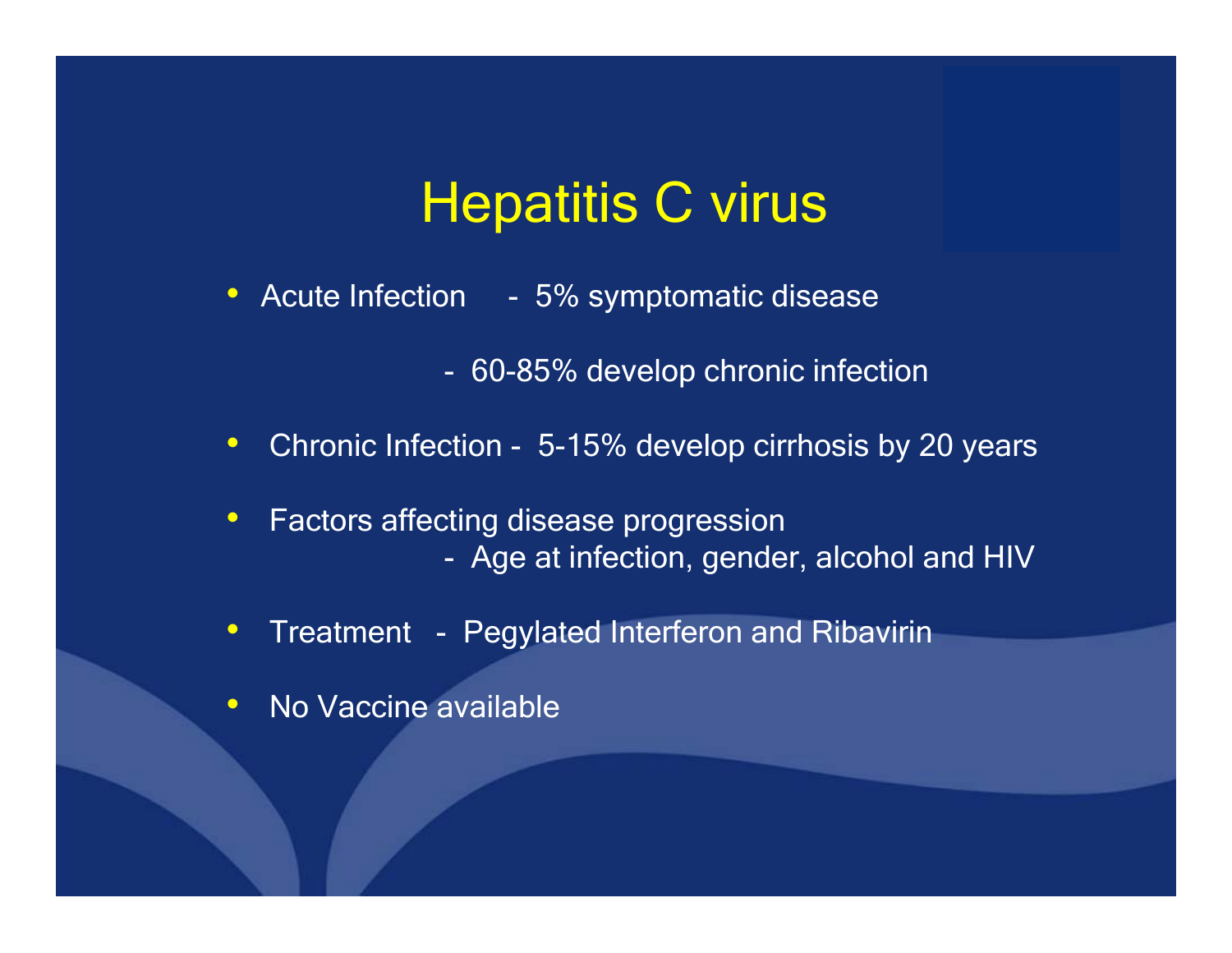# Hepatitis C virus

- Acute Infection - 5% symptomatic disease
  - 60-85% develop chronic infection
- Chronic Infection - 5-15% develop cirrhosis by 20 years
- Factors affecting disease progression
  - Age at infection, gender, alcohol and HIV
- Treatment - Pegylated Interferon and Ribavirin
- No Vaccine available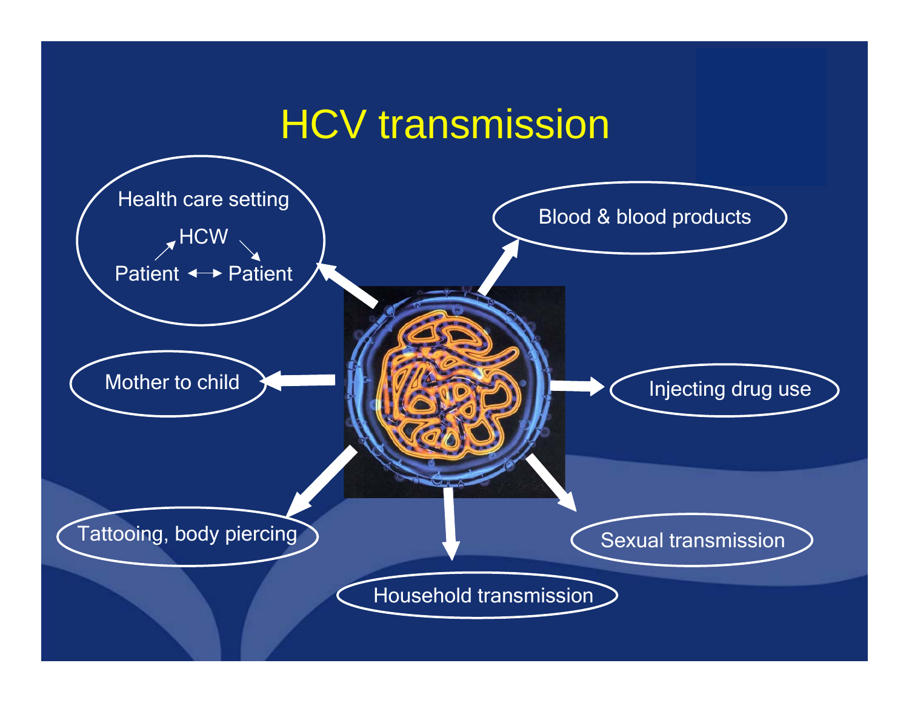# HCV transmission

- Health care setting
  - HCW
  - Patient ↔ Patient
- Blood & blood products
- Mother to child
- Injecting drug use
- Tattooing, body piercing
- Household transmission
- Sexual transmission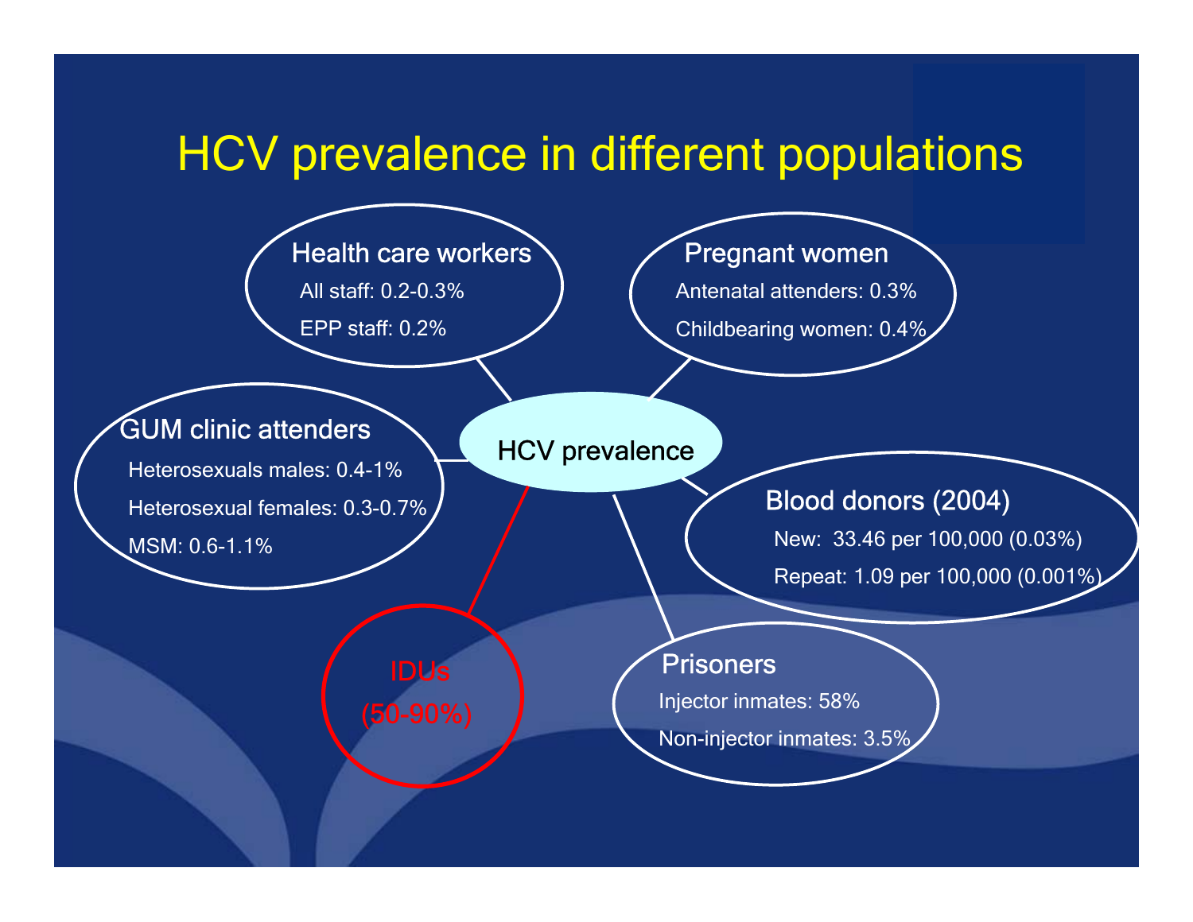# HCV prevalence in different populations

HCV prevalence

**Health care workers**
- All staff: 0.2-0.3%
- EPP staff: 0.2%

**Pregnant women**
- Antenatal attenders: 0.3%
- Childbearing women: 0.4%

**GUM clinic attenders**
- Heterosexuals males: 0.4-1%
- Heterosexual females: 0.3-0.7%
- MSM: 0.6-1.1%

**Blood donors (2004)**
- New: 33.46 per 100,000 (0.03%)
- Repeat: 1.09 per 100,000 (0.001%)

**IDUs**
(50-90%)

**Prisoners**
- Injector inmates: 58%
- Non-injector inmates: 3.5%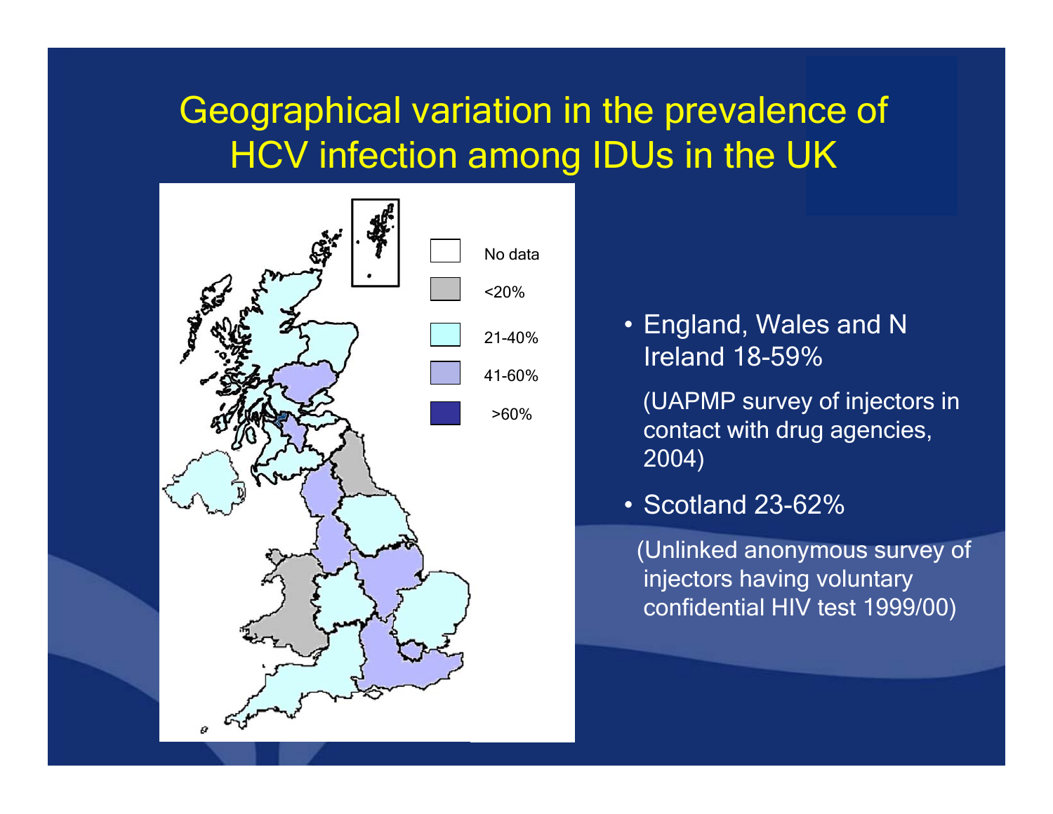# Geographical variation in the prevalence of HCV infection among IDUs in the UK

| Legend |
|---|
| No data |
| <20% |
| 21-40% |
| 41-60% |
| >60% |

- England, Wales and N Ireland 18-59%

  (UAPMP survey of injectors in contact with drug agencies, 2004)

- Scotland 23-62%

  (Unlinked anonymous survey of injectors having voluntary confidential HIV test 1999/00)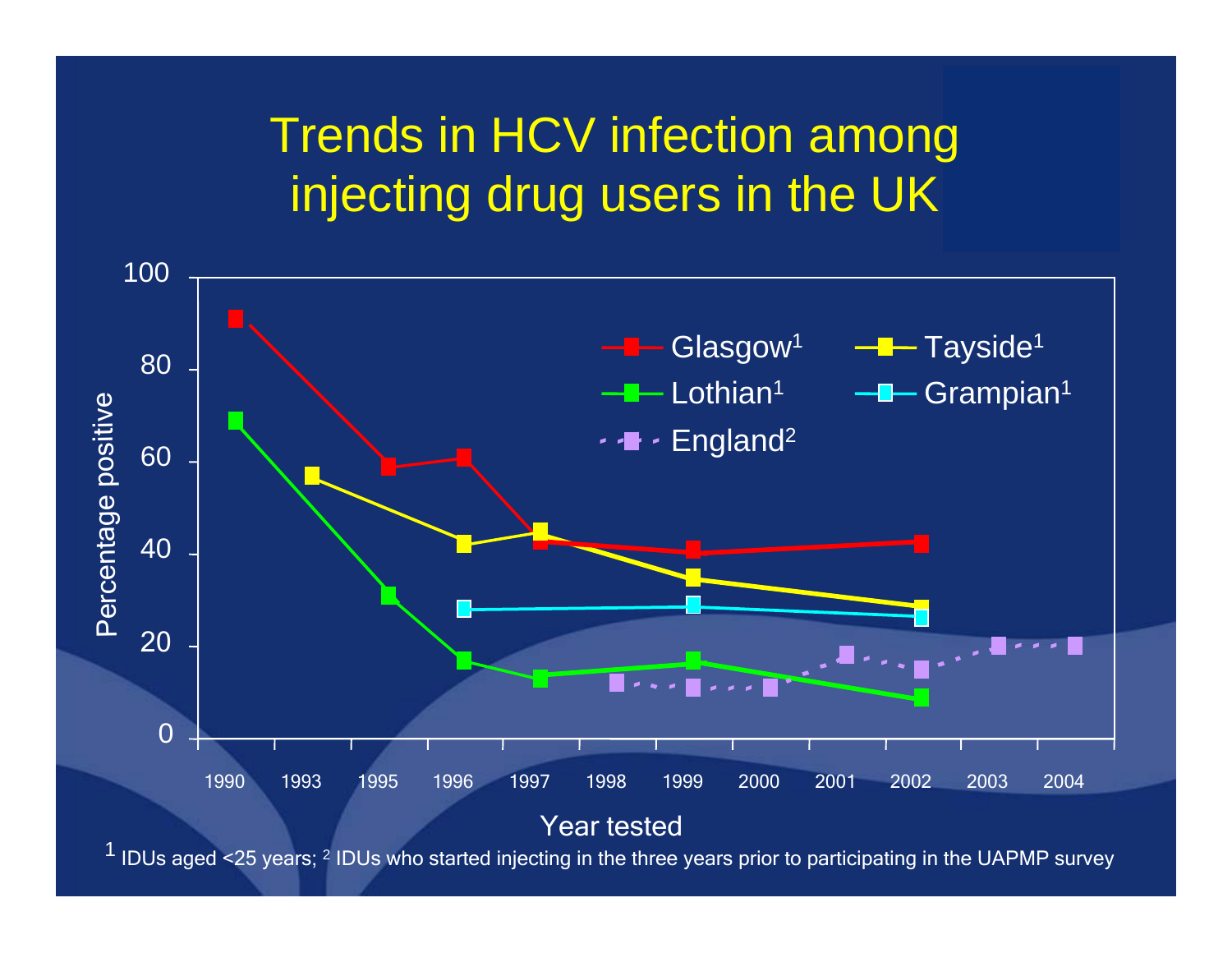# Trends in HCV infection among injecting drug users in the UK

Percentage positive

100

80

60

40

20

0

1990 1993 1995 1996 1997 1998 1999 2000 2001 2002 2003 2004

Year tested

Glasgow[1] Tayside[1] Lothian[1] Grampian[1] England[2]

[1] IDUs aged <25 years; [2] IDUs who started injecting in the three years prior to participating in the UAPMP survey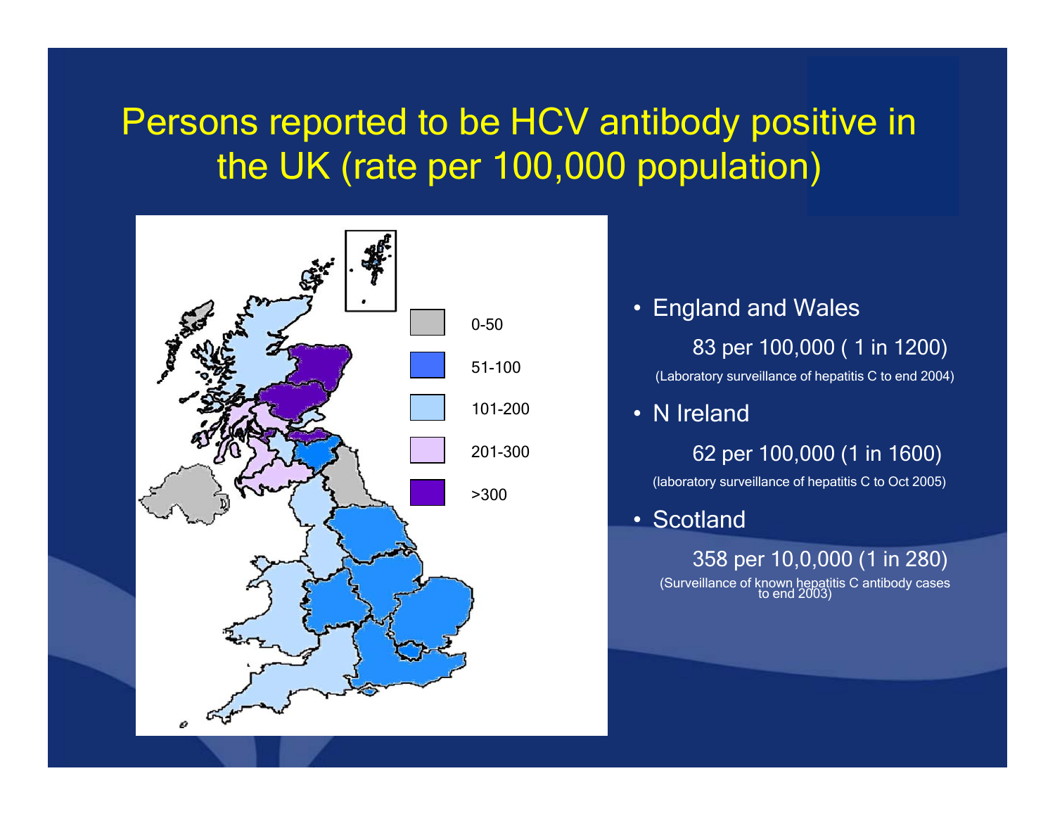# Persons reported to be HCV antibody positive in the UK (rate per 100,000 population)

| | |
|---|---|
| 0-50 | |
| 51-100 | |
| 101-200 | |
| 201-300 | |
| >300 | |

- England and Wales

  83 per 100,000 ( 1 in 1200)

  (Laboratory surveillance of hepatitis C to end 2004)

- N Ireland

  62 per 100,000 (1 in 1600)

  (laboratory surveillance of hepatitis C to Oct 2005)

- Scotland

  358 per 10,0,000 (1 in 280)

  (Surveillance of known hepatitis C antibody cases to end 2003)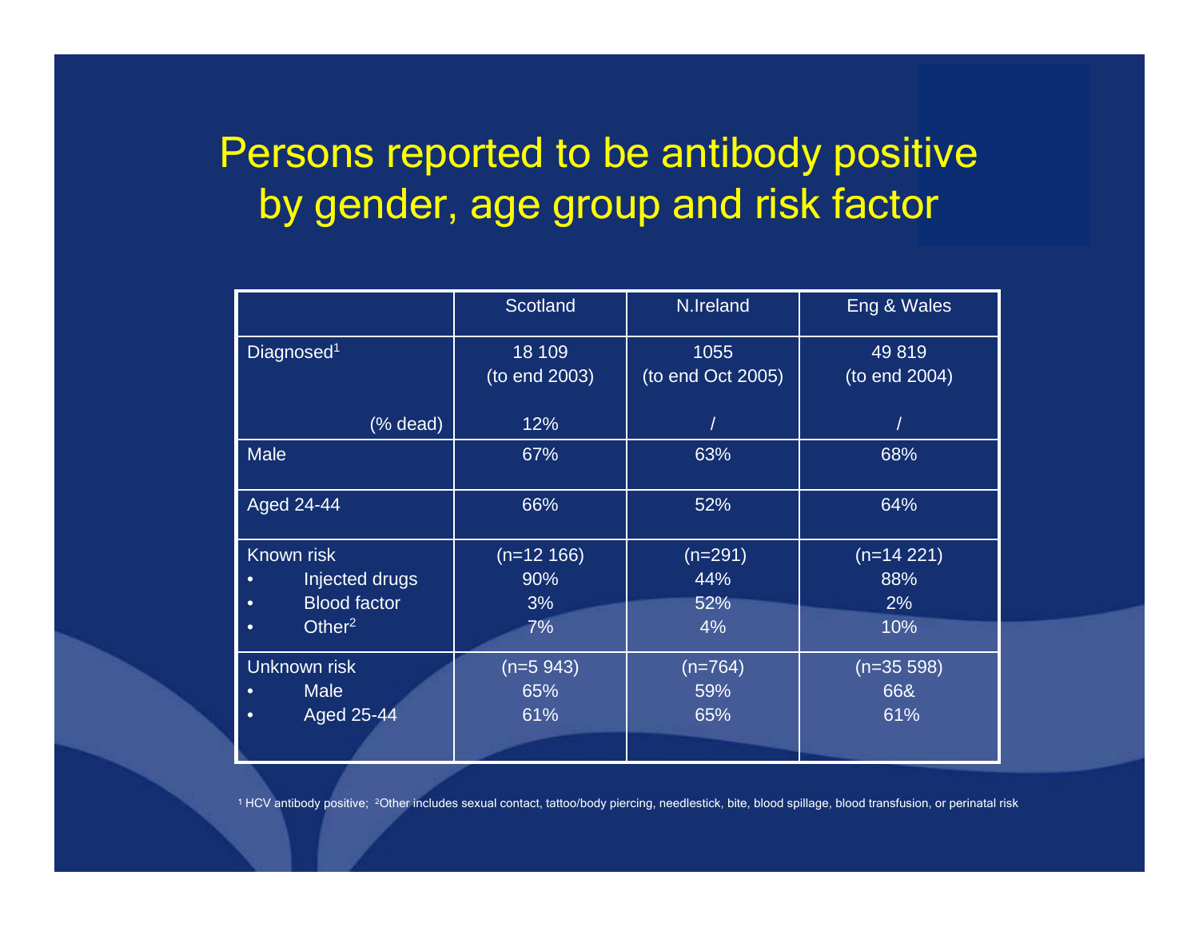# Persons reported to be antibody positive by gender, age group and risk factor

| | Scotland | N.Ireland | Eng & Wales |
|---|---|---|---|
| Diagnosed[1] | 18 109 (to end 2003) | 1055 (to end Oct 2005) | 49 819 (to end 2004) |
| (% dead) | 12% | / | / |
| Male | 67% | 63% | 68% |
| Aged 24-44 | 66% | 52% | 64% |
| Known risk | (n=12 166) | (n=291) | (n=14 221) |
| • Injected drugs | 90% | 44% | 88% |
| • Blood factor | 3% | 52% | 2% |
| • Other[2] | 7% | 4% | 10% |
| Unknown risk | (n=5 943) | (n=764) | (n=35 598) |
| • Male | 65% | 59% | 66& |
| • Aged 25-44 | 61% | 65% | 61% |

[1] HCV antibody positive; [2]Other includes sexual contact, tattoo/body piercing, needlestick, bite, blood spillage, blood transfusion, or perinatal risk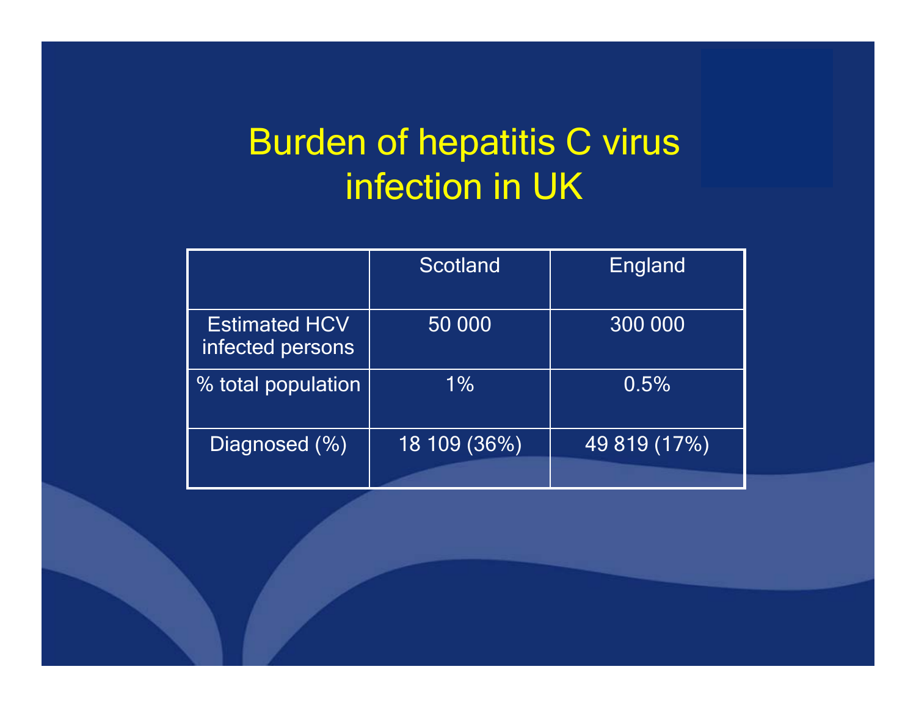# Burden of hepatitis C virus infection in UK

| | Scotland | England |
|---|---|---|
| Estimated HCV infected persons | 50 000 | 300 000 |
| % total population | 1% | 0.5% |
| Diagnosed (%) | 18 109 (36%) | 49 819 (17%) |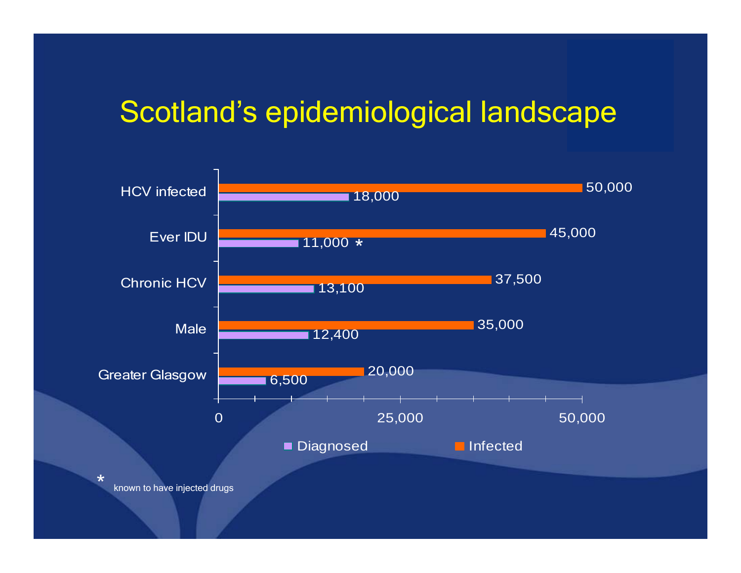# Scotland's epidemiological landscape

| | Diagnosed | Infected |
|---|---|---|
| HCV infected | 18,000 | 50,000 |
| Ever IDU | 11,000 * | 45,000 |
| Chronic HCV | 13,100 | 37,500 |
| Male | 12,400 | 35,000 |
| Greater Glasgow | 6,500 | 20,000 |

\* known to have injected drugs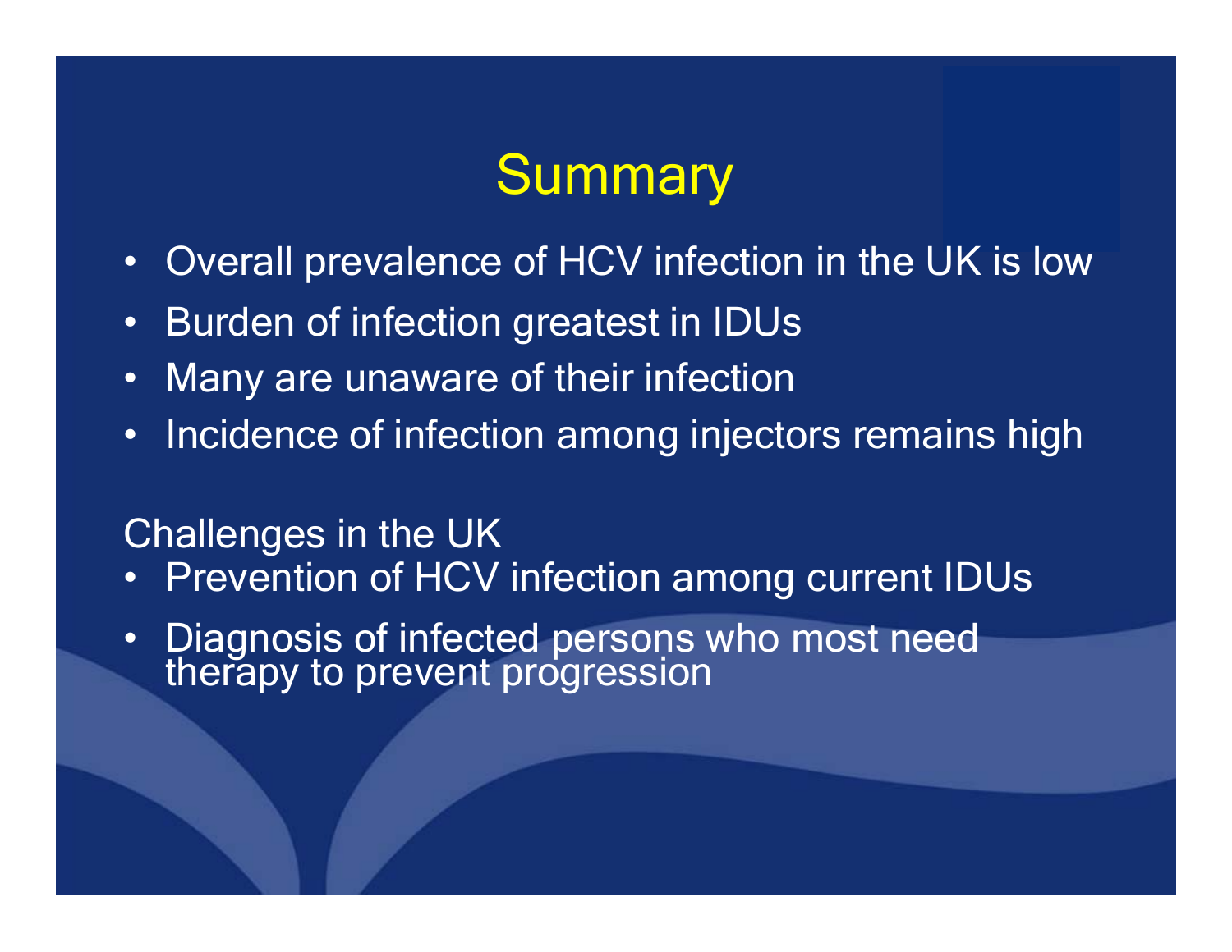# Summary

- Overall prevalence of HCV infection in the UK is low
- Burden of infection greatest in IDUs
- Many are unaware of their infection
- Incidence of infection among injectors remains high

Challenges in the UK

- Prevention of HCV infection among current IDUs
- Diagnosis of infected persons who most need therapy to prevent progression